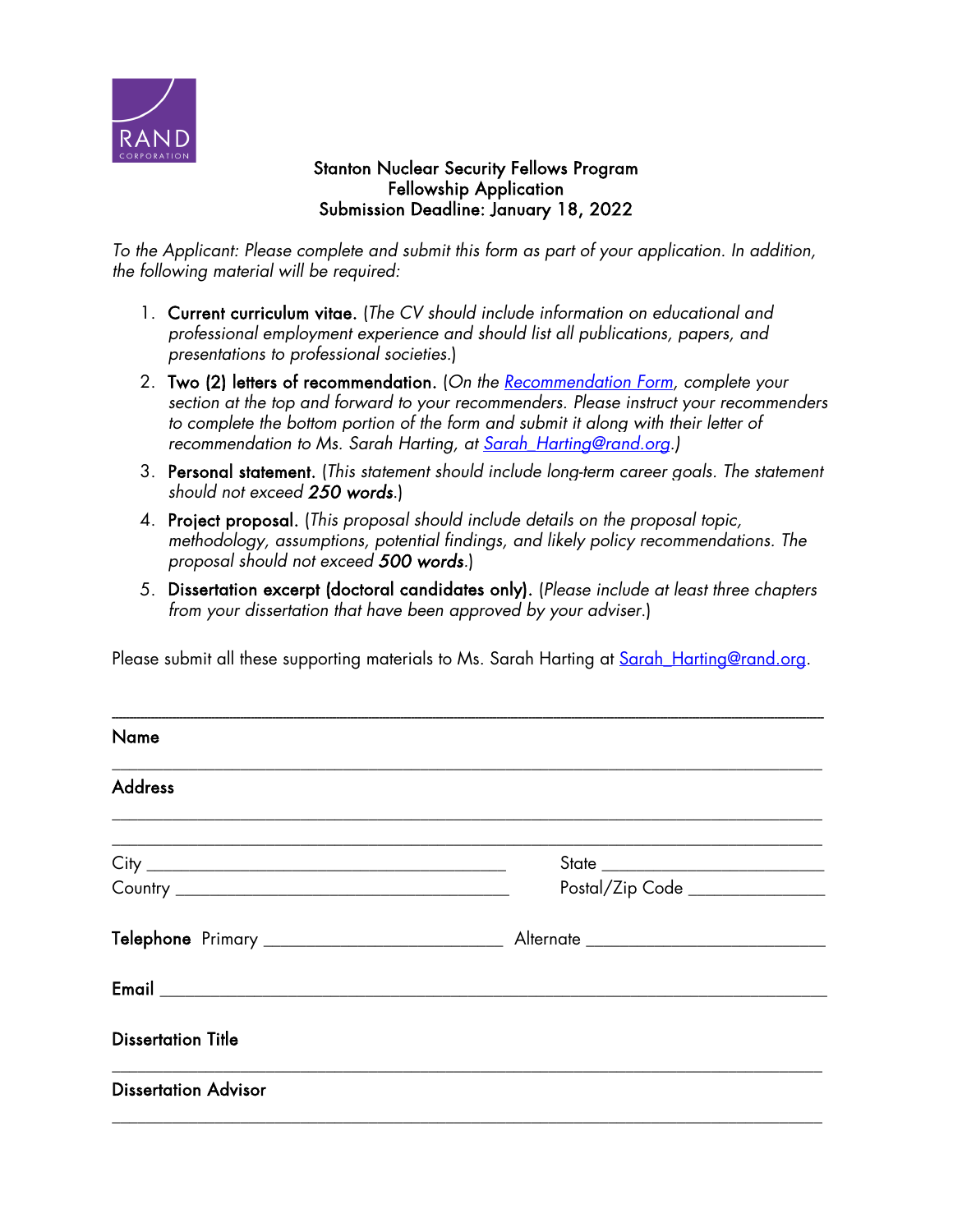RAND CORPORATION

**Stanton Nuclear Security Fellows Program**
**Fellowship Application**
**Submission Deadline: January 18, 2022**

*To the Applicant: Please complete and submit this form as part of your application. In addition, the following material will be required:*

1. **Current curriculum vitae.** (*The CV should include information on educational and professional employment experience and should list all publications, papers, and presentations to professional societies.*)
2. **Two (2) letters of recommendation.** (*On the [Recommendation Form](), complete your section at the top and forward to your recommenders. Please instruct your recommenders to complete the bottom portion of the form and submit it along with their letter of recommendation to Ms. Sarah Harting, at [Sarah_Harting@rand.org](mailto:Sarah_Harting@rand.org).*)
3. **Personal statement.** (*This statement should include long-term career goals. The statement should not exceed **250 words**.*)
4. **Project proposal.** (*This proposal should include details on the proposal topic, methodology, assumptions, potential findings, and likely policy recommendations. The proposal should not exceed **500 words**.*)
5. **Dissertation excerpt (doctoral candidates only).** (*Please include at least three chapters from your dissertation that have been approved by your adviser.*)

Please submit all these supporting materials to Ms. Sarah Harting at [Sarah_Harting@rand.org](mailto:Sarah_Harting@rand.org).

---

**Name**

---

**Address**

---

---

City ______________________ State ______________________

Country ______________________ Postal/Zip Code ______________________

**Telephone** Primary ______________________ Alternate ______________________

**Email** ______________________

**Dissertation Title**

---

**Dissertation Advisor**

---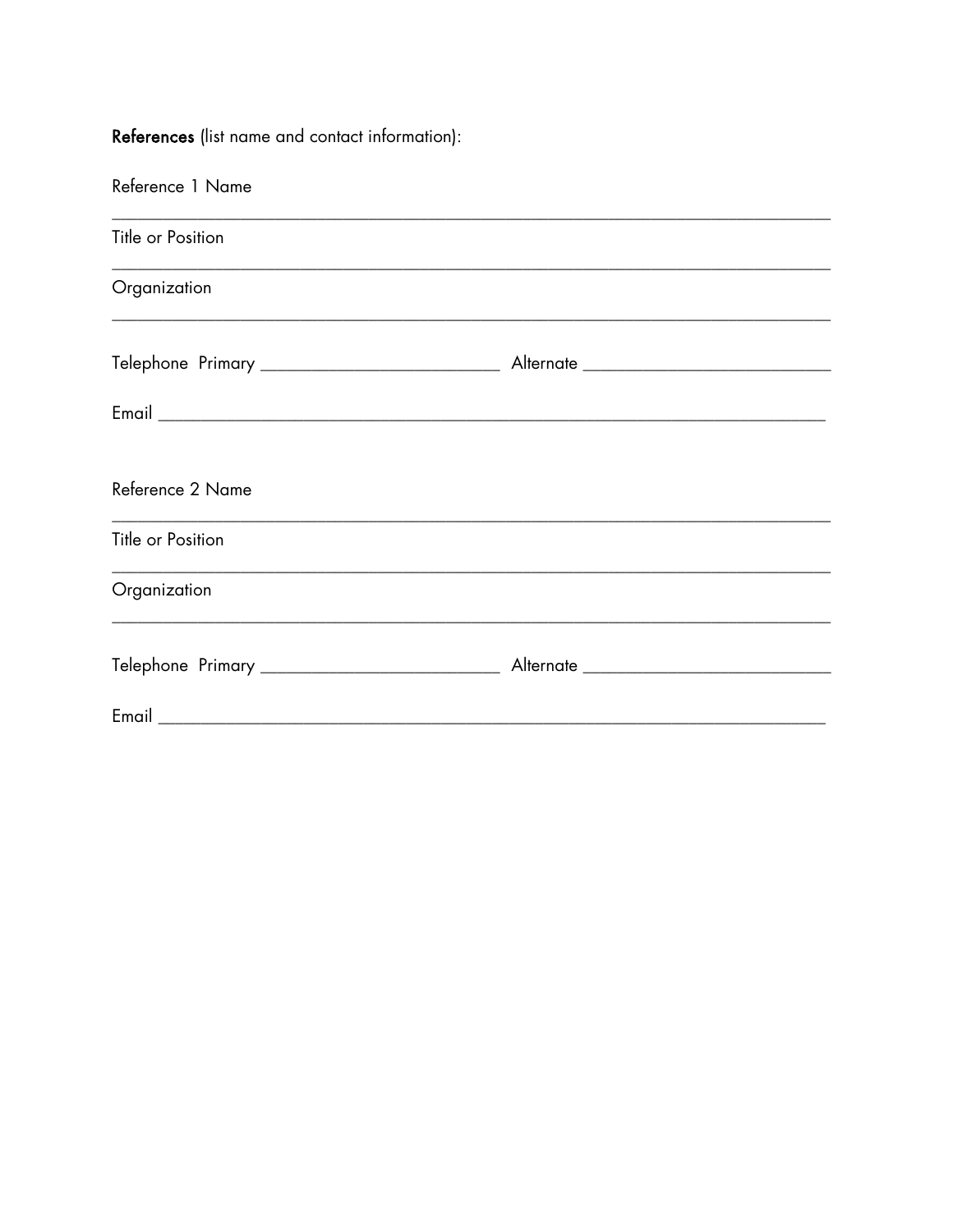**References** (list name and contact information):

Reference 1 Name

______________________________________________________________________________

Title or Position

______________________________________________________________________________

Organization

______________________________________________________________________________

Telephone Primary __________________________ Alternate ___________________________

Email _________________________________________________________________________

Reference 2 Name

______________________________________________________________________________

Title or Position

______________________________________________________________________________

Organization

______________________________________________________________________________

Telephone Primary __________________________ Alternate ___________________________

Email _________________________________________________________________________